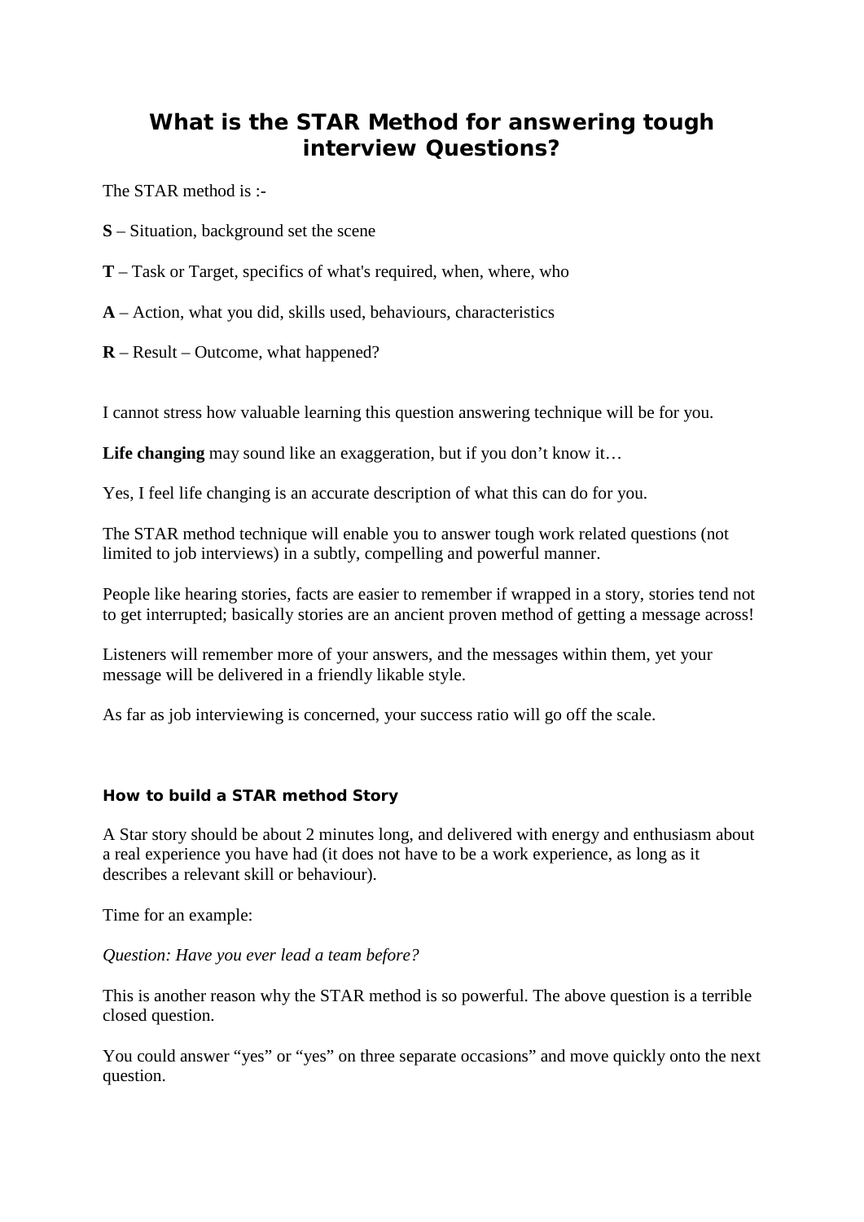# What is the STAR Method for answering tough interview Questions?

The STAR method is :-

**S** – Situation, background set the scene

**T** – Task or Target, specifics of what's required, when, where, who

**A** – Action, what you did, skills used, behaviours, characteristics

**R** – Result – Outcome, what happened?

I cannot stress how valuable learning this question answering technique will be for you.

**Life changing** may sound like an exaggeration, but if you don't know it…

Yes, I feel life changing is an accurate description of what this can do for you.

The STAR method technique will enable you to answer tough work related questions (not limited to job interviews) in a subtly, compelling and powerful manner.

People like hearing stories, facts are easier to remember if wrapped in a story, stories tend not to get interrupted; basically stories are an ancient proven method of getting a message across!

Listeners will remember more of your answers, and the messages within them, yet your message will be delivered in a friendly likable style.

As far as job interviewing is concerned, your success ratio will go off the scale.

### How to build a STAR method Story

A Star story should be about 2 minutes long, and delivered with energy and enthusiasm about a real experience you have had (it does not have to be a work experience, as long as it describes a relevant skill or behaviour).

Time for an example:

*Question: Have you ever lead a team before?*

This is another reason why the STAR method is so powerful. The above question is a terrible closed question.

You could answer "yes" or "yes" on three separate occasions" and move quickly onto the next question.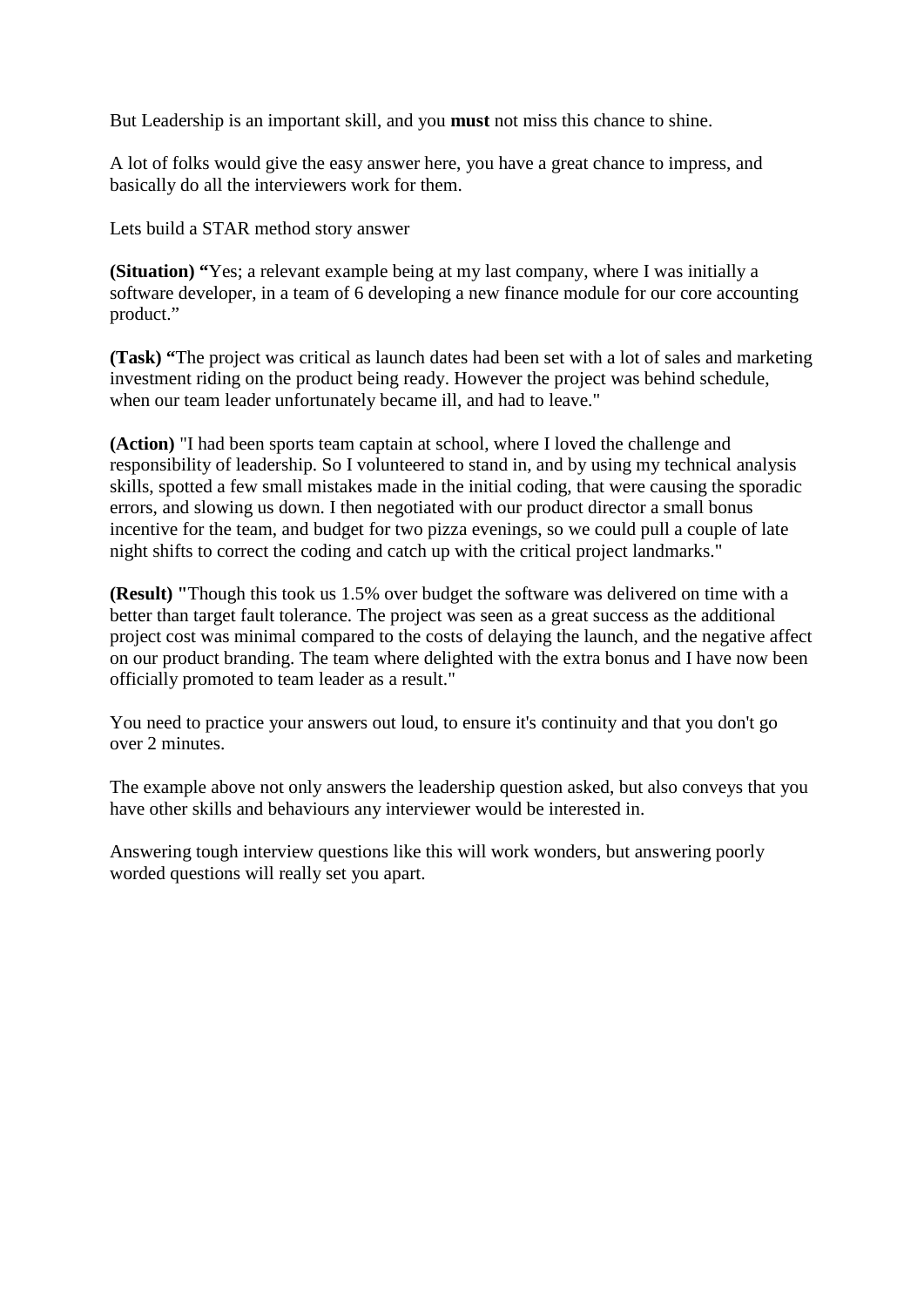But Leadership is an important skill, and you **must** not miss this chance to shine.

A lot of folks would give the easy answer here, you have a great chance to impress, and basically do all the interviewers work for them.

Lets build a STAR method story answer

**(Situation) "**Yes; a relevant example being at my last company, where I was initially a software developer, in a team of 6 developing a new finance module for our core accounting product."

**(Task) "**The project was critical as launch dates had been set with a lot of sales and marketing investment riding on the product being ready. However the project was behind schedule, when our team leader unfortunately became ill, and had to leave."

**(Action)** "I had been sports team captain at school, where I loved the challenge and responsibility of leadership. So I volunteered to stand in, and by using my technical analysis skills, spotted a few small mistakes made in the initial coding, that were causing the sporadic errors, and slowing us down. I then negotiated with our product director a small bonus incentive for the team, and budget for two pizza evenings, so we could pull a couple of late night shifts to correct the coding and catch up with the critical project landmarks."

**(Result) "**Though this took us 1.5% over budget the software was delivered on time with a better than target fault tolerance. The project was seen as a great success as the additional project cost was minimal compared to the costs of delaying the launch, and the negative affect on our product branding. The team where delighted with the extra bonus and I have now been officially promoted to team leader as a result."

You need to practice your answers out loud, to ensure it's continuity and that you don't go over 2 minutes.

The example above not only answers the leadership question asked, but also conveys that you have other skills and behaviours any interviewer would be interested in.

Answering tough interview questions like this will work wonders, but answering poorly worded questions will really set you apart.